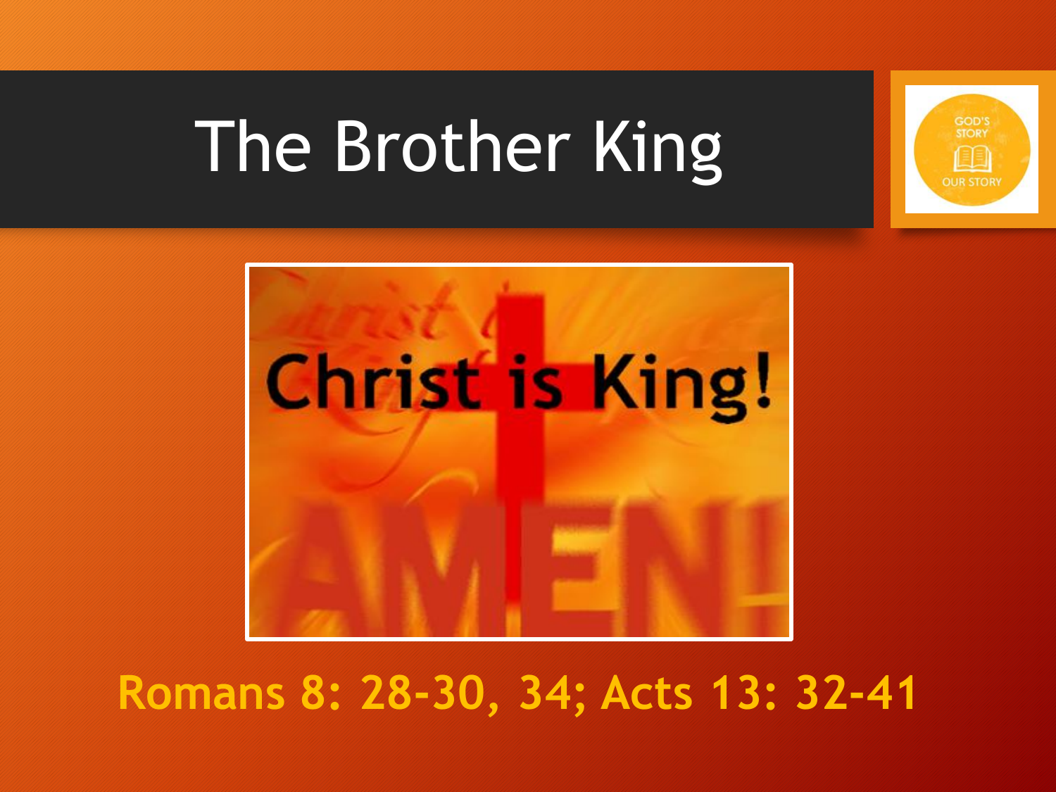# The Brother King

Romans 8: 28-30, 34; Acts 13: 32-41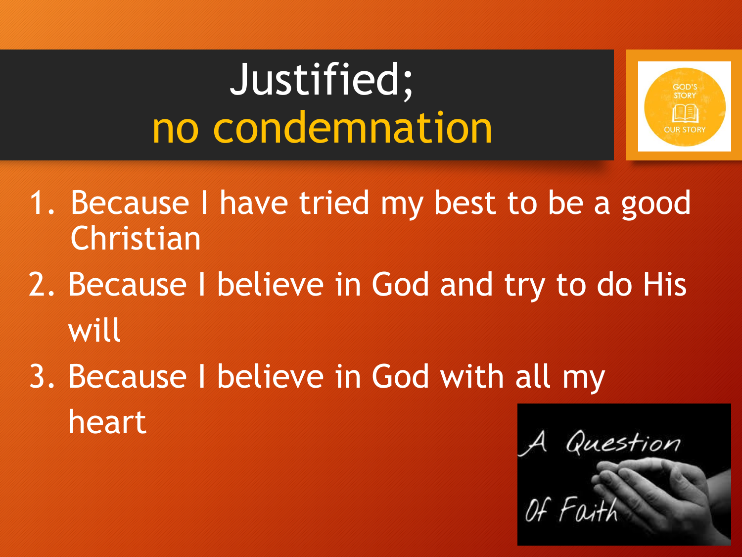# Justified; no condemnation

1. Because I have tried my best to be a good Christian
2. Because I believe in God and try to do His will
3. Because I believe in God with all my heart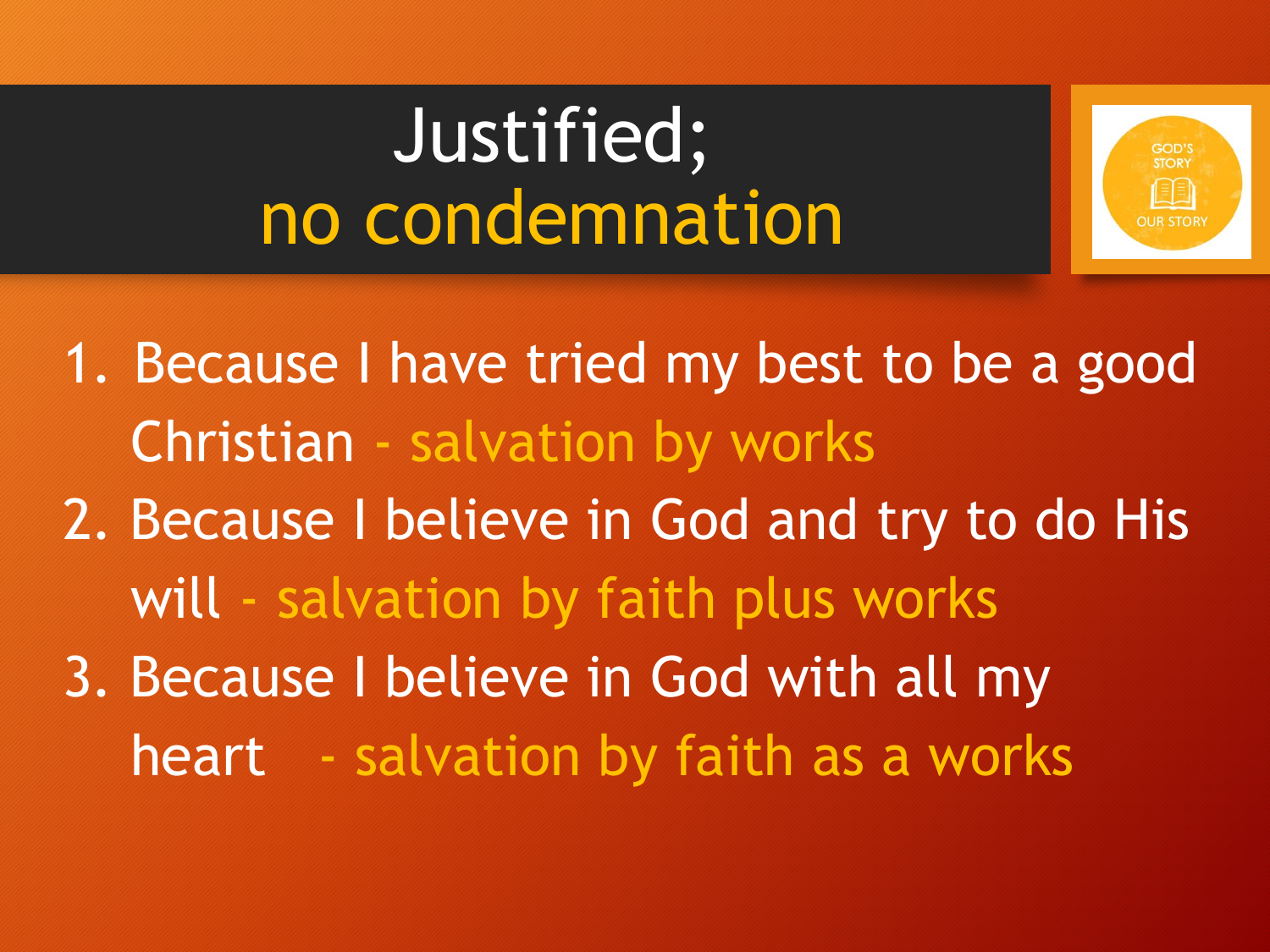# Justified; no condemnation

1. Because I have tried my best to be a good Christian - salvation by works
2. Because I believe in God and try to do His will - salvation by faith plus works
3. Because I believe in God with all my heart - salvation by faith as a works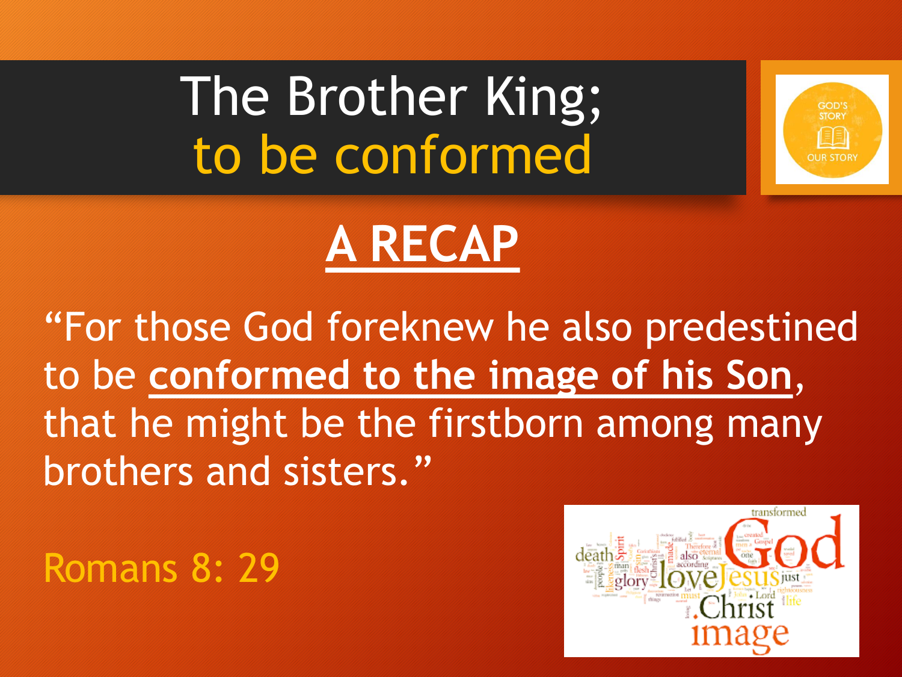# The Brother King; to be conformed

## A RECAP

"For those God foreknew he also predestined to be **conformed to the image of his Son**, that he might be the firstborn among many brothers and sisters."

Romans 8: 29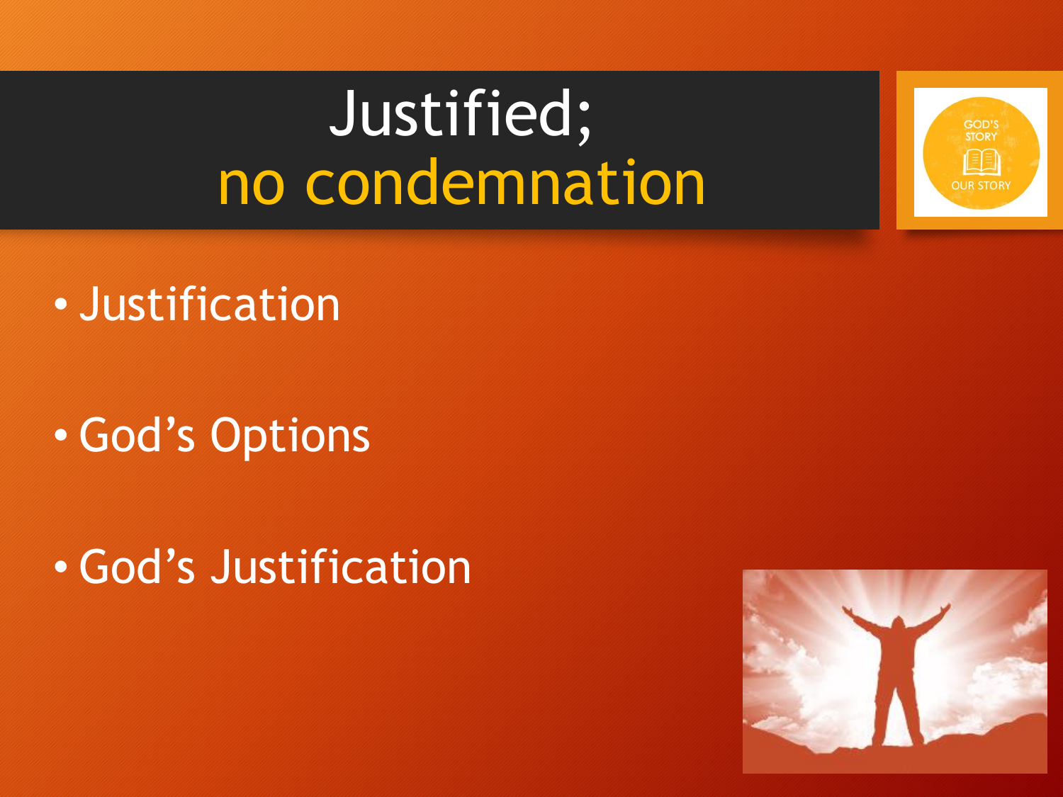# Justified; no condemnation

- Justification
- God's Options
- God's Justification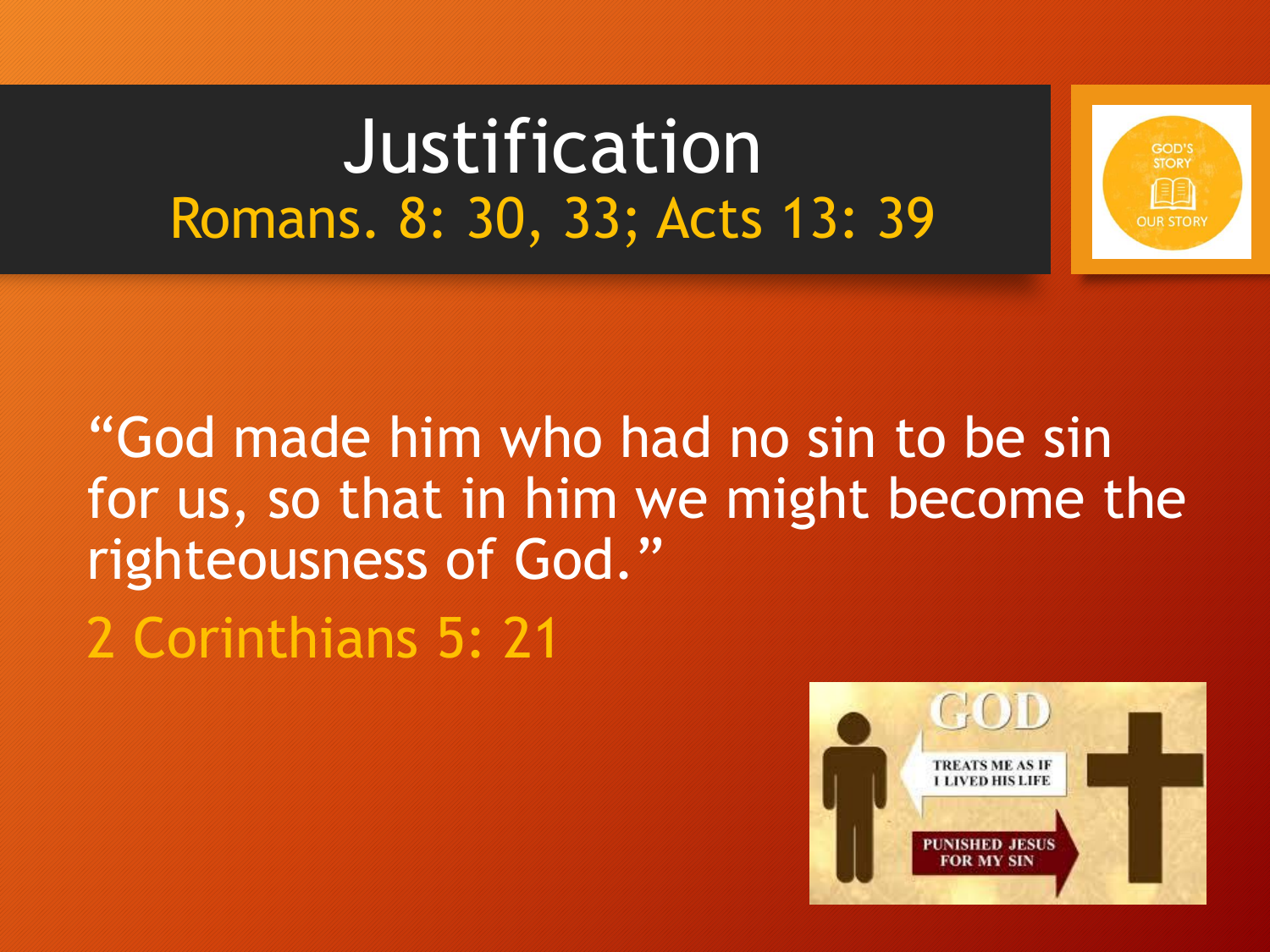# Justification

Romans. 8: 30, 33; Acts 13: 39

"God made him who had no sin to be sin for us, so that in him we might become the righteousness of God."

2 Corinthians 5: 21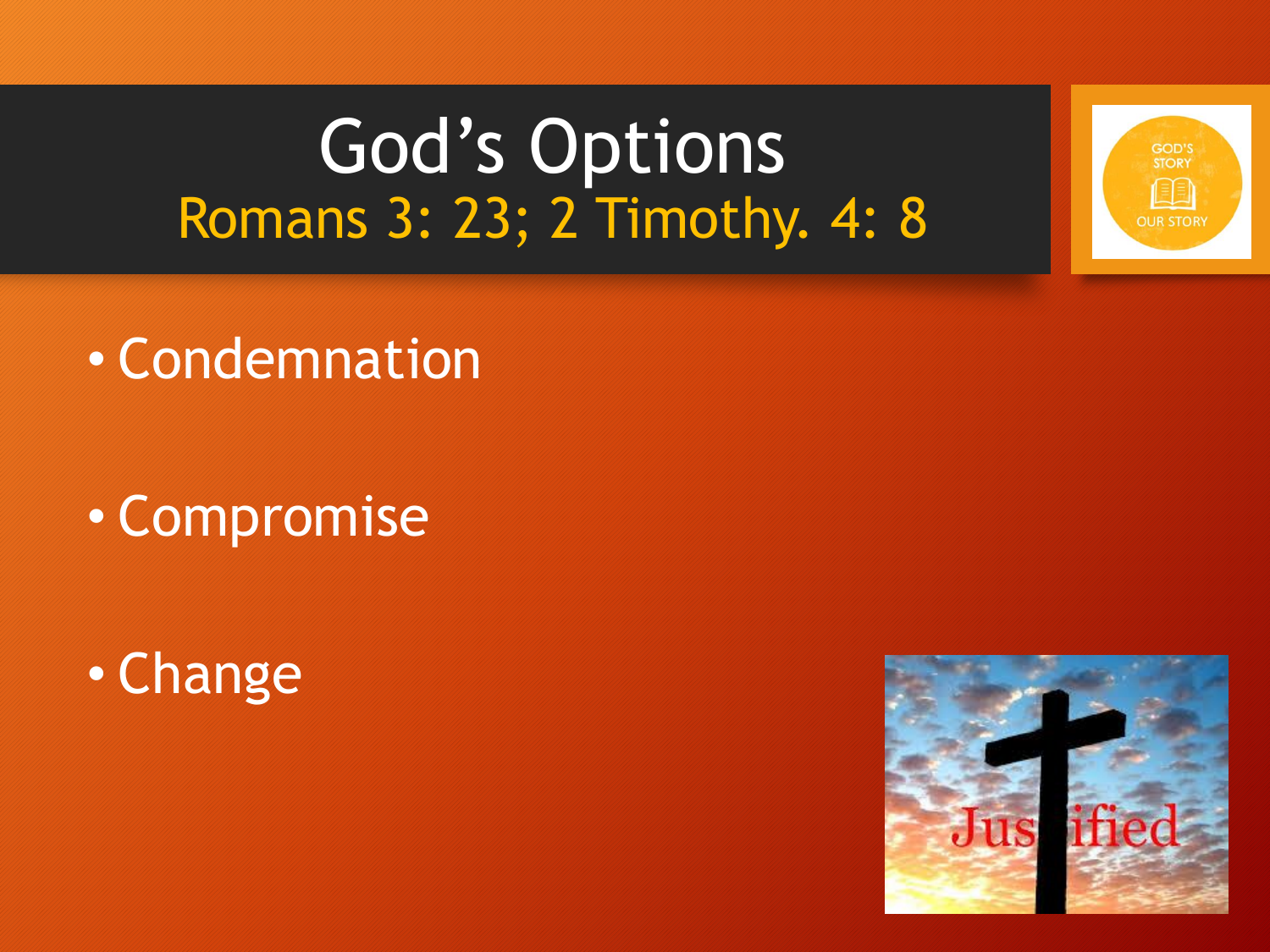# God's Options

## Romans 3: 23; 2 Timothy. 4: 8

- Condemnation
- Compromise
- Change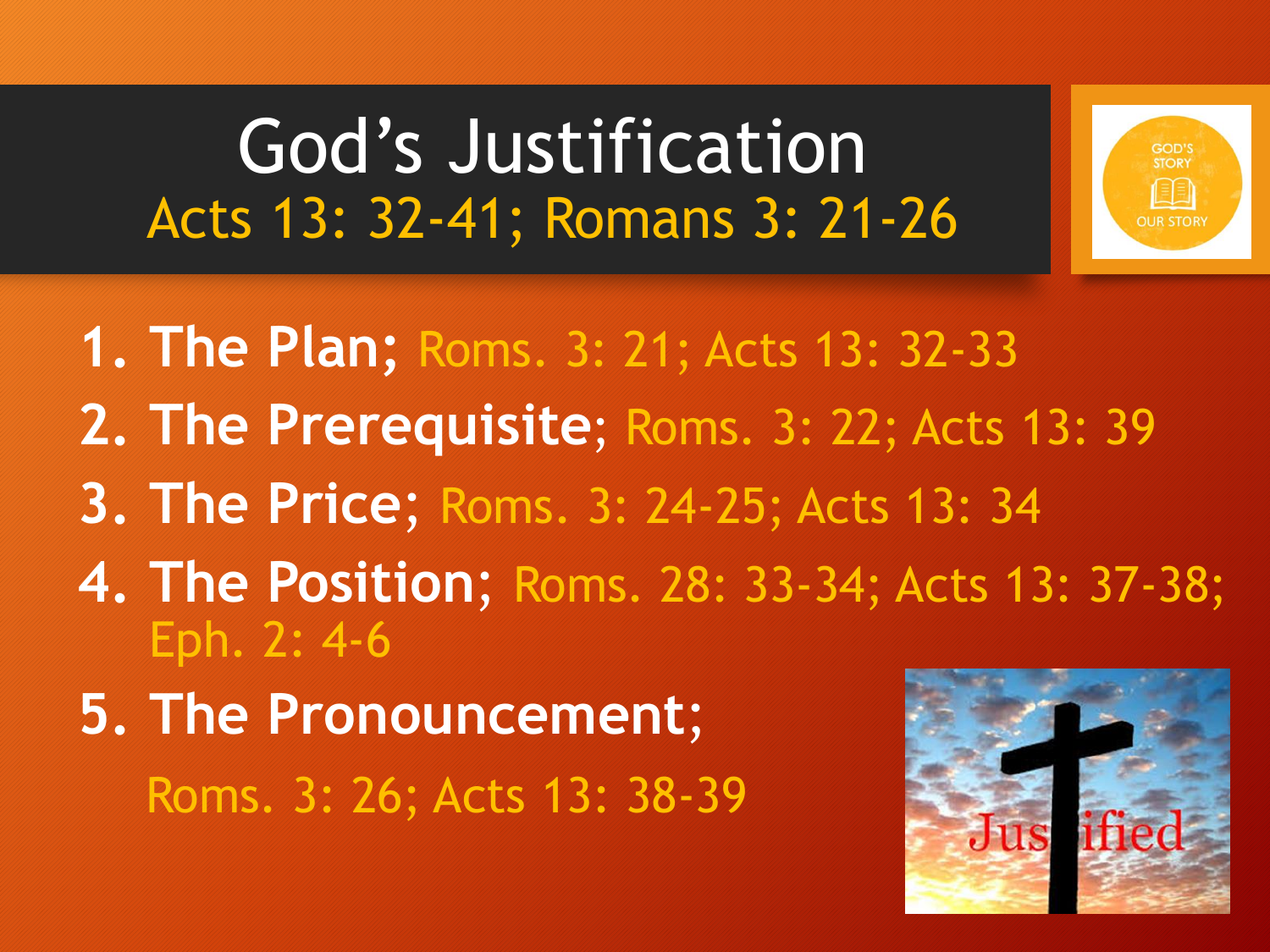# God's Justification

## Acts 13: 32-41; Romans 3: 21-26

1. **The Plan;** Roms. 3: 21; Acts 13: 32-33
2. **The Prerequisite**; Roms. 3: 22; Acts 13: 39
3. **The Price**; Roms. 3: 24-25; Acts 13: 34
4. **The Position**; Roms. 28: 33-34; Acts 13: 37-38; Eph. 2: 4-6
5. **The Pronouncement;** Roms. 3: 26; Acts 13: 38-39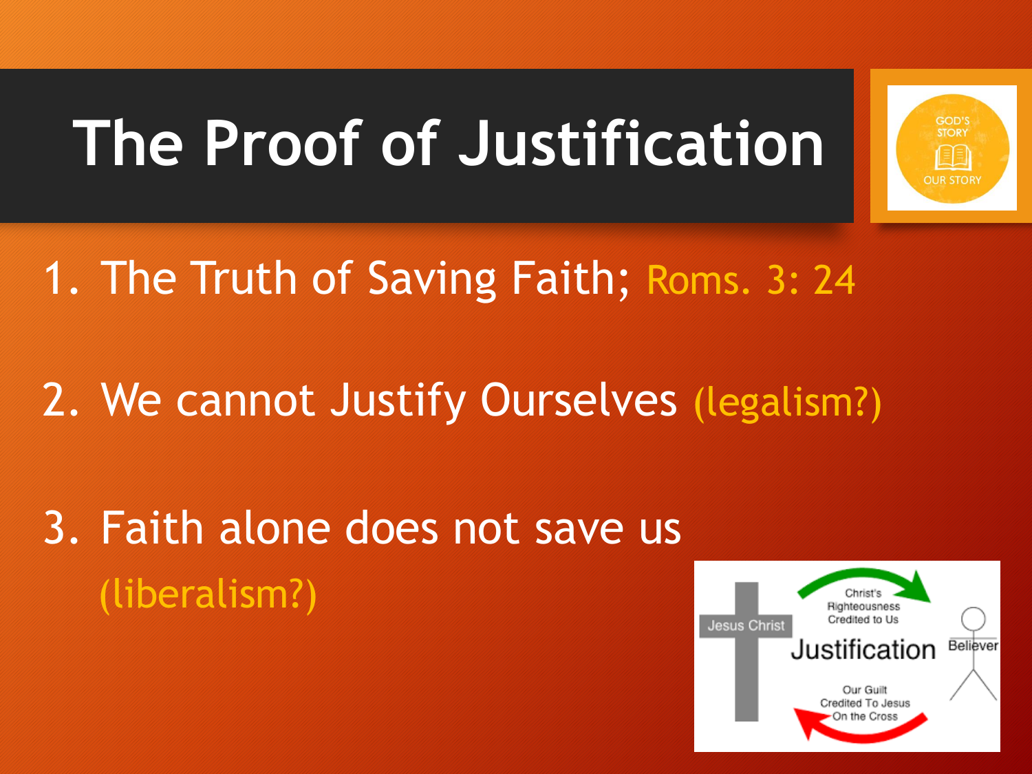# The Proof of Justification

1. The Truth of Saving Faith; Roms. 3: 24

2. We cannot Justify Ourselves (legalism?)

3. Faith alone does not save us (liberalism?)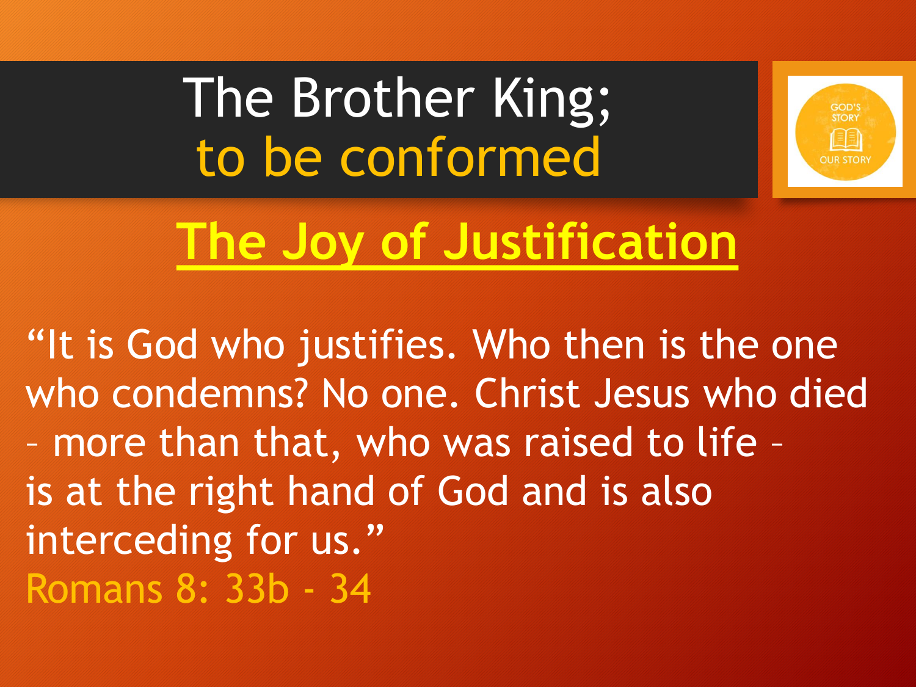# The Brother King; to be conformed

## The Joy of Justification

"It is God who justifies. Who then is the one who condemns? No one. Christ Jesus who died – more than that, who was raised to life – is at the right hand of God and is also interceding for us."
Romans 8: 33b - 34